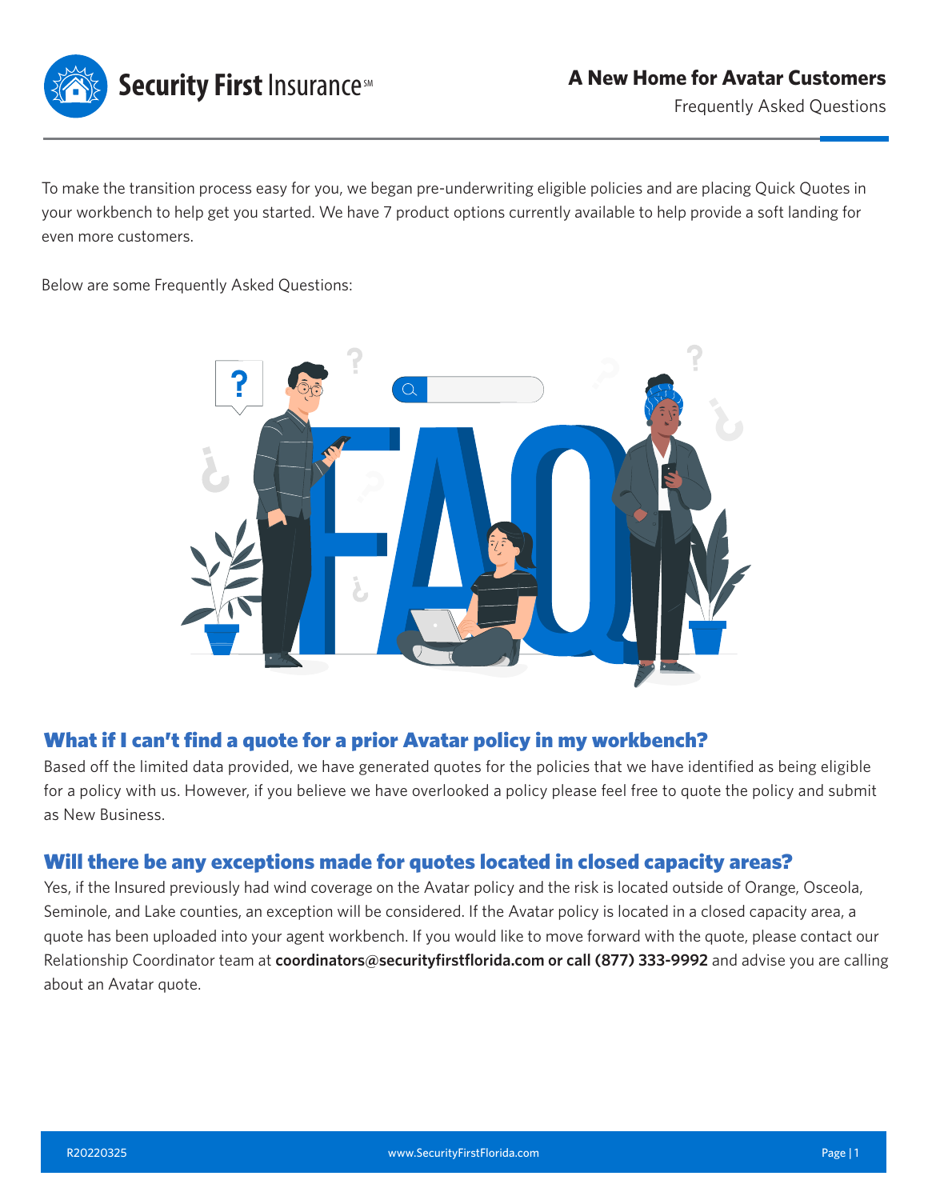# A New Home for Avatar Customers

Frequently Asked Questions

To make the transition process easy for you, we began pre-underwriting eligible policies and are placing Quick Quotes in your workbench to help get you started. We have 7 product options currently available to help provide a soft landing for even more customers.

Below are some Frequently Asked Questions:

## What if I can't find a quote for a prior Avatar policy in my workbench?

Based off the limited data provided, we have generated quotes for the policies that we have identified as being eligible for a policy with us. However, if you believe we have overlooked a policy please feel free to quote the policy and submit as New Business.

## Will there be any exceptions made for quotes located in closed capacity areas?

Yes, if the Insured previously had wind coverage on the Avatar policy and the risk is located outside of Orange, Osceola, Seminole, and Lake counties, an exception will be considered. If the Avatar policy is located in a closed capacity area, a quote has been uploaded into your agent workbench. If you would like to move forward with the quote, please contact our Relationship Coordinator team at **coordinators@securityfirstflorida.com or call (877) 333-9992** and advise you are calling about an Avatar quote.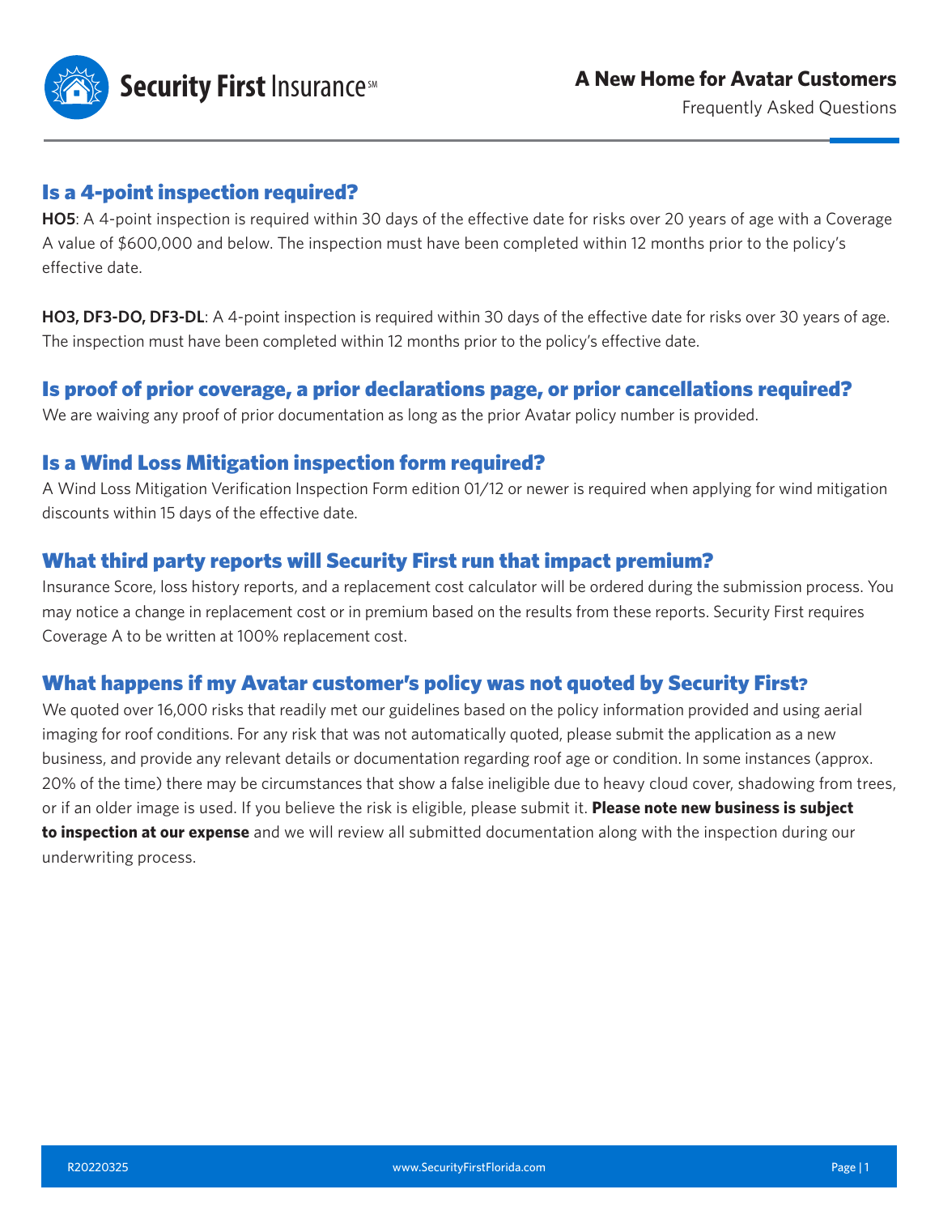## Is a 4-point inspection required?

**HO5**: A 4-point inspection is required within 30 days of the effective date for risks over 20 years of age with a Coverage A value of $600,000 and below. The inspection must have been completed within 12 months prior to the policy's effective date.

**HO3, DF3-DO, DF3-DL**: A 4-point inspection is required within 30 days of the effective date for risks over 30 years of age. The inspection must have been completed within 12 months prior to the policy's effective date.

## Is proof of prior coverage, a prior declarations page, or prior cancellations required?

We are waiving any proof of prior documentation as long as the prior Avatar policy number is provided.

## Is a Wind Loss Mitigation inspection form required?

A Wind Loss Mitigation Verification Inspection Form edition 01/12 or newer is required when applying for wind mitigation discounts within 15 days of the effective date.

## What third party reports will Security First run that impact premium?

Insurance Score, loss history reports, and a replacement cost calculator will be ordered during the submission process. You may notice a change in replacement cost or in premium based on the results from these reports. Security First requires Coverage A to be written at 100% replacement cost.

## What happens if my Avatar customer's policy was not quoted by Security First?

We quoted over 16,000 risks that readily met our guidelines based on the policy information provided and using aerial imaging for roof conditions. For any risk that was not automatically quoted, please submit the application as a new business, and provide any relevant details or documentation regarding roof age or condition. In some instances (approx. 20% of the time) there may be circumstances that show a false ineligible due to heavy cloud cover, shadowing from trees, or if an older image is used. If you believe the risk is eligible, please submit it. **Please note new business is subject to inspection at our expense** and we will review all submitted documentation along with the inspection during our underwriting process.